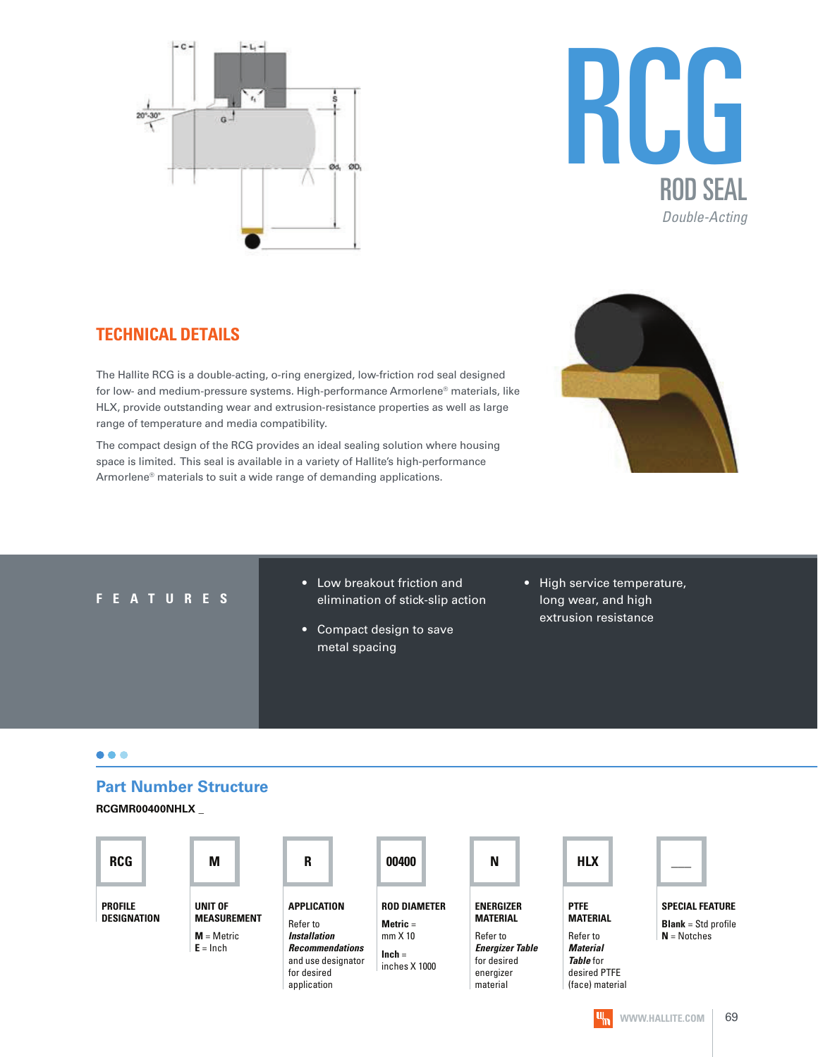# RCG

## ROD SEAL

*Double-Acting*

## TECHNICAL DETAILS

The Hallite RCG is a double-acting, o-ring energized, low-friction rod seal designed for low- and medium-pressure systems. High-performance Armorlene® materials, like HLX, provide outstanding wear and extrusion-resistance properties as well as large range of temperature and media compatibility.

The compact design of the RCG provides an ideal sealing solution where housing space is limited. This seal is available in a variety of Hallite's high-performance Armorlene® materials to suit a wide range of demanding applications.

## FEATURES

- Low breakout friction and elimination of stick-slip action
- Compact design to save metal spacing
- High service temperature, long wear, and high extrusion resistance

## Part Number Structure

**RCGMR00400NHLX _**

| RCG | M | R | 00400 | N | HLX | __ |
|---|---|---|---|---|---|---|
| **PROFILE DESIGNATION** | **UNIT OF MEASUREMENT** | **APPLICATION** | **ROD DIAMETER** | **ENERGIZER MATERIAL** | **PTFE MATERIAL** | **SPECIAL FEATURE** |
| | **M** = Metric<br>**E** = Inch | Refer to ***Installation Recommendations*** and use designator for desired application | **Metric** = mm X 10<br>**Inch** = inches X 1000 | Refer to ***Energizer Table*** for desired energizer material | Refer to ***Material Table*** for desired PTFE (face) material | **Blank** = Std profile<br>**N** = Notches |

WWW.HALLITE.COM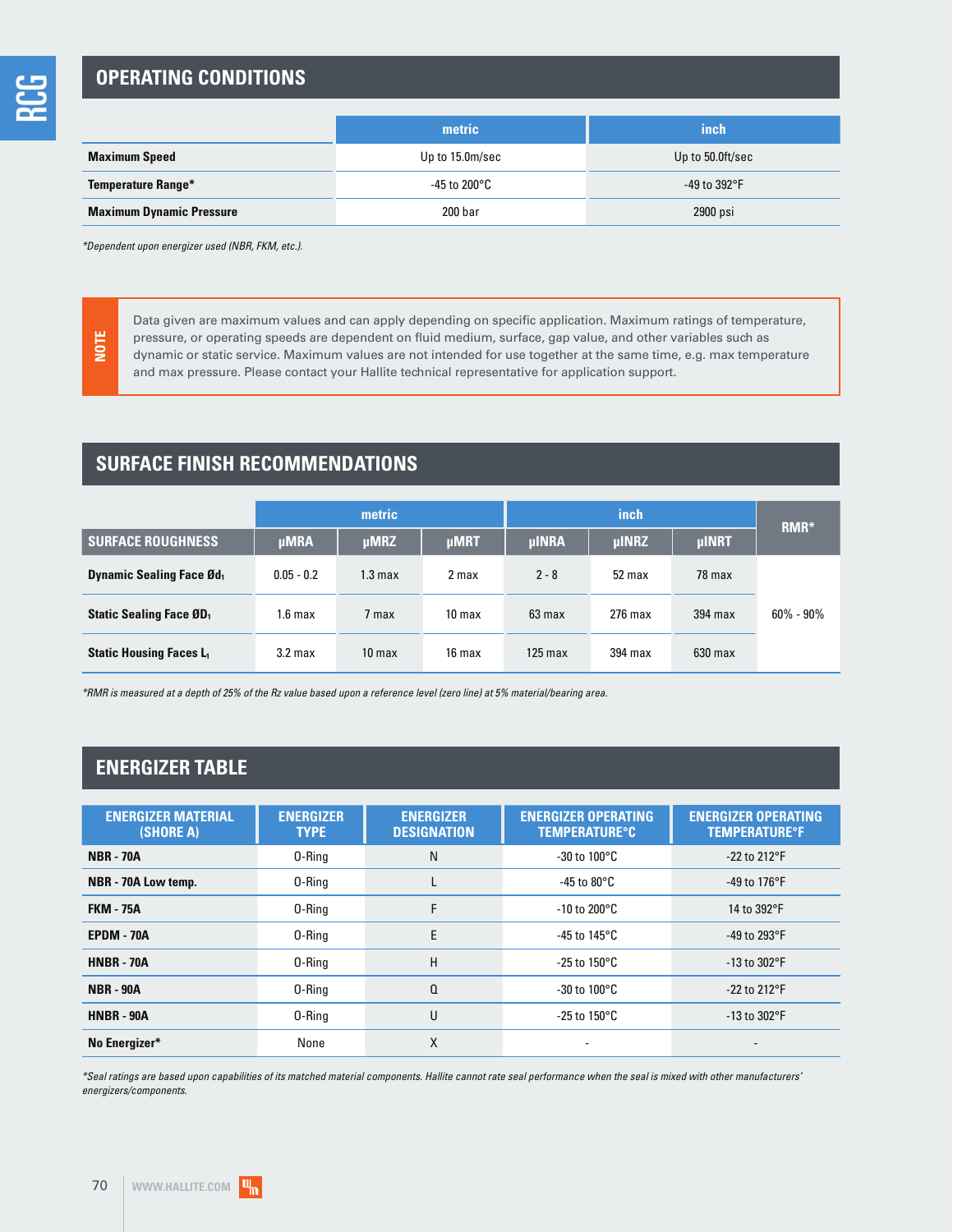## OPERATING CONDITIONS

| | metric | inch |
|---|---|---|
| **Maximum Speed** | Up to 15.0m/sec | Up to 50.0ft/sec |
| **Temperature Range*** | -45 to 200°C | -49 to 392°F |
| **Maximum Dynamic Pressure** | 200 bar | 2900 psi |

*\*Dependent upon energizer used (NBR, FKM, etc.).*

**NOTE**

Data given are maximum values and can apply depending on specific application. Maximum ratings of temperature, pressure, or operating speeds are dependent on fluid medium, surface, gap value, and other variables such as dynamic or static service. Maximum values are not intended for use together at the same time, e.g. max temperature and max pressure. Please contact your Hallite technical representative for application support.

## SURFACE FINISH RECOMMENDATIONS

| | metric | | | inch | | | RMR* |
|---|---|---|---|---|---|---|---|
| **SURFACE ROUGHNESS** | μMRA | μMRZ | μMRT | μINRA | μINRZ | μINRT | |
| **Dynamic Sealing Face $Ød_1$** | 0.05 - 0.2 | 1.3 max | 2 max | 2 - 8 | 52 max | 78 max | 60% - 90% |
| **Static Sealing Face $ØD_1$** | 1.6 max | 7 max | 10 max | 63 max | 276 max | 394 max | |
| **Static Housing Faces $L_1$** | 3.2 max | 10 max | 16 max | 125 max | 394 max | 630 max | |

*\*RMR is measured at a depth of 25% of the Rz value based upon a reference level (zero line) at 5% material/bearing area.*

## ENERGIZER TABLE

| ENERGIZER MATERIAL (SHORE A) | ENERGIZER TYPE | ENERGIZER DESIGNATION | ENERGIZER OPERATING TEMPERATURE°C | ENERGIZER OPERATING TEMPERATURE°F |
|---|---|---|---|---|
| **NBR - 70A** | O-Ring | N | -30 to 100°C | -22 to 212°F |
| **NBR - 70A Low temp.** | O-Ring | L | -45 to 80°C | -49 to 176°F |
| **FKM - 75A** | O-Ring | F | -10 to 200°C | 14 to 392°F |
| **EPDM - 70A** | O-Ring | E | -45 to 145°C | -49 to 293°F |
| **HNBR - 70A** | O-Ring | H | -25 to 150°C | -13 to 302°F |
| **NBR - 90A** | O-Ring | Q | -30 to 100°C | -22 to 212°F |
| **HNBR - 90A** | O-Ring | U | -25 to 150°C | -13 to 302°F |
| **No Energizer*** | None | X | - | - |

*\*Seal ratings are based upon capabilities of its matched material components. Hallite cannot rate seal performance when the seal is mixed with other manufacturers' energizers/components.*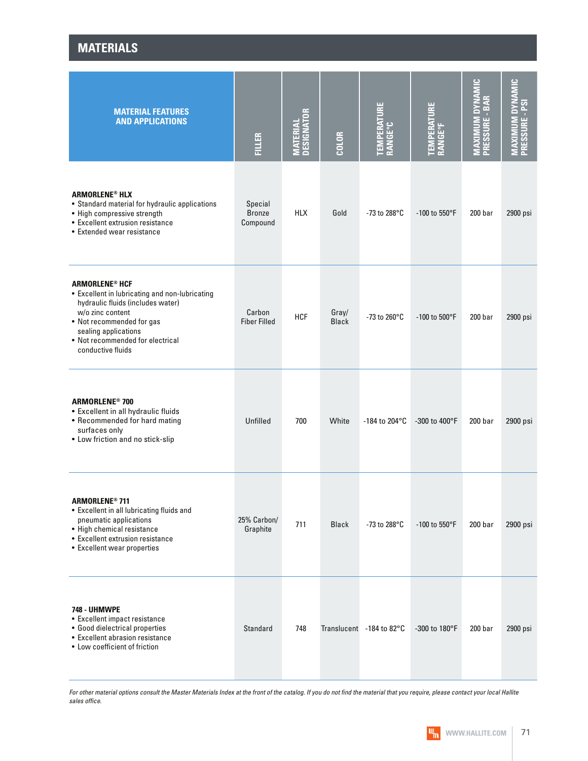# MATERIALS

| MATERIAL FEATURES AND APPLICATIONS | FILLER | MATERIAL DESIGNATOR | COLOR | TEMPERATURE RANGE°C | TEMPERATURE RANGE°F | MAXIMUM DYNAMIC PRESSURE - BAR | MAXIMUM DYNAMIC PRESSURE - PSI |
|---|---|---|---|---|---|---|---|
| **ARMORLENE® HLX**<br>• Standard material for hydraulic applications<br>• High compressive strength<br>• Excellent extrusion resistance<br>• Extended wear resistance | Special Bronze Compound | HLX | Gold | -73 to 288°C | -100 to 550°F | 200 bar | 2900 psi |
| **ARMORLENE® HCF**<br>• Excellent in lubricating and non-lubricating hydraulic fluids (includes water) w/o zinc content<br>• Not recommended for gas sealing applications<br>• Not recommended for electrical conductive fluids | Carbon Fiber Filled | HCF | Gray/ Black | -73 to 260°C | -100 to 500°F | 200 bar | 2900 psi |
| **ARMORLENE® 700**<br>• Excellent in all hydraulic fluids<br>• Recommended for hard mating surfaces only<br>• Low friction and no stick-slip | Unfilled | 700 | White | -184 to 204°C | -300 to 400°F | 200 bar | 2900 psi |
| **ARMORLENE® 711**<br>• Excellent in all lubricating fluids and pneumatic applications<br>• High chemical resistance<br>• Excellent extrusion resistance<br>• Excellent wear properties | 25% Carbon/ Graphite | 711 | Black | -73 to 288°C | -100 to 550°F | 200 bar | 2900 psi |
| **748 - UHMWPE**<br>• Excellent impact resistance<br>• Good dielectrical properties<br>• Excellent abrasion resistance<br>• Low coefficient of friction | Standard | 748 | Translucent | -184 to 82°C | -300 to 180°F | 200 bar | 2900 psi |

*For other material options consult the Master Materials Index at the front of the catalog. If you do not find the material that you require, please contact your local Hallite sales office.*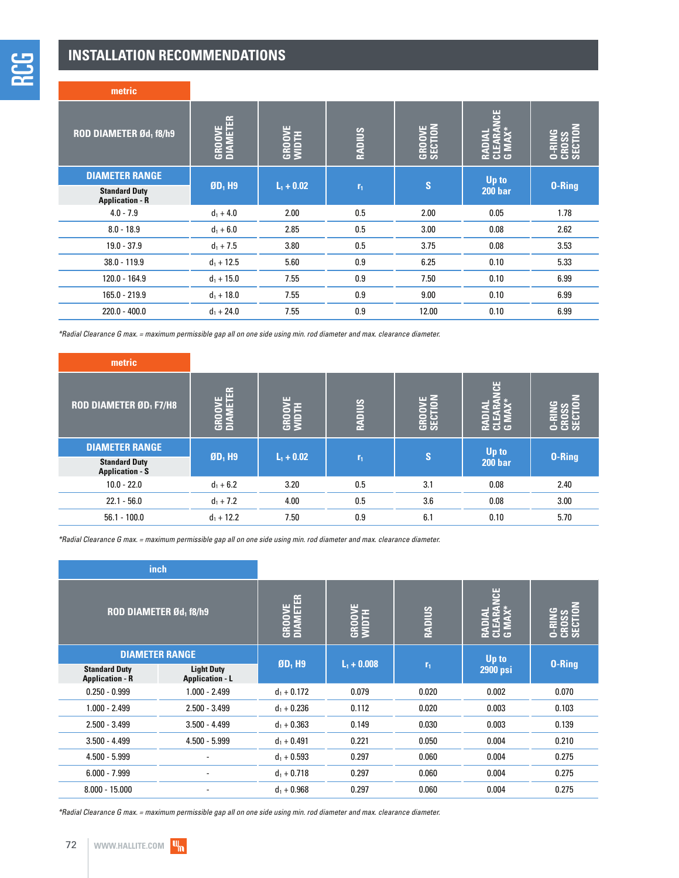## INSTALLATION RECOMMENDATIONS

**metric**

| ROD DIAMETER Ød₁ f8/h9 | GROOVE DIAMETER | GROOVE WIDTH | RADIUS | GROOVE SECTION | RADIAL CLEARANCE G MAX* | O-RING CROSS SECTION |
|---|---|---|---|---|---|---|
| DIAMETER RANGE<br>Standard Duty Application - R | $ØD_1$ H9 | $L_1 + 0.02$ | $r_1$ | S | Up to 200 bar | O-Ring |
| 4.0 - 7.9 | $d_1 + 4.0$ | 2.00 | 0.5 | 2.00 | 0.05 | 1.78 |
| 8.0 - 18.9 | $d_1 + 6.0$ | 2.85 | 0.5 | 3.00 | 0.08 | 2.62 |
| 19.0 - 37.9 | $d_1 + 7.5$ | 3.80 | 0.5 | 3.75 | 0.08 | 3.53 |
| 38.0 - 119.9 | $d_1 + 12.5$ | 5.60 | 0.9 | 6.25 | 0.10 | 5.33 |
| 120.0 - 164.9 | $d_1 + 15.0$ | 7.55 | 0.9 | 7.50 | 0.10 | 6.99 |
| 165.0 - 219.9 | $d_1 + 18.0$ | 7.55 | 0.9 | 9.00 | 0.10 | 6.99 |
| 220.0 - 400.0 | $d_1 + 24.0$ | 7.55 | 0.9 | 12.00 | 0.10 | 6.99 |

*Radial Clearance G max. = maximum permissible gap all on one side using min. rod diameter and max. clearance diameter.*

**metric**

| ROD DIAMETER ØD₁ F7/H8 | GROOVE DIAMETER | GROOVE WIDTH | RADIUS | GROOVE SECTION | RADIAL CLEARANCE G MAX* | O-RING CROSS SECTION |
|---|---|---|---|---|---|---|
| DIAMETER RANGE<br>Standard Duty Application - S | $ØD_1$ H9 | $L_1 + 0.02$ | $r_1$ | S | Up to 200 bar | O-Ring |
| 10.0 - 22.0 | $d_1 + 6.2$ | 3.20 | 0.5 | 3.1 | 0.08 | 2.40 |
| 22.1 - 56.0 | $d_1 + 7.2$ | 4.00 | 0.5 | 3.6 | 0.08 | 3.00 |
| 56.1 - 100.0 | $d_1 + 12.2$ | 7.50 | 0.9 | 6.1 | 0.10 | 5.70 |

*Radial Clearance G max. = maximum permissible gap all on one side using min. rod diameter and max. clearance diameter.*

**inch**

| ROD DIAMETER Ød₁ f8/h9 | | GROOVE DIAMETER | GROOVE WIDTH | RADIUS | RADIAL CLEARANCE G MAX* | O-RING CROSS SECTION |
|---|---|---|---|---|---|---|
| DIAMETER RANGE | | $ØD_1$ H9 | $L_1 + 0.008$ | $r_1$ | Up to 2900 psi | O-Ring |
| Standard Duty Application - R | Light Duty Application - L | | | | | |
| 0.250 - 0.999 | 1.000 - 2.499 | $d_1 + 0.172$ | 0.079 | 0.020 | 0.002 | 0.070 |
| 1.000 - 2.499 | 2.500 - 3.499 | $d_1 + 0.236$ | 0.112 | 0.020 | 0.003 | 0.103 |
| 2.500 - 3.499 | 3.500 - 4.499 | $d_1 + 0.363$ | 0.149 | 0.030 | 0.003 | 0.139 |
| 3.500 - 4.499 | 4.500 - 5.999 | $d_1 + 0.491$ | 0.221 | 0.050 | 0.004 | 0.210 |
| 4.500 - 5.999 | - | $d_1 + 0.593$ | 0.297 | 0.060 | 0.004 | 0.275 |
| 6.000 - 7.999 | - | $d_1 + 0.718$ | 0.297 | 0.060 | 0.004 | 0.275 |
| 8.000 - 15.000 | - | $d_1 + 0.968$ | 0.297 | 0.060 | 0.004 | 0.275 |

*Radial Clearance G max. = maximum permissible gap all on one side using min. rod diameter and max. clearance diameter.*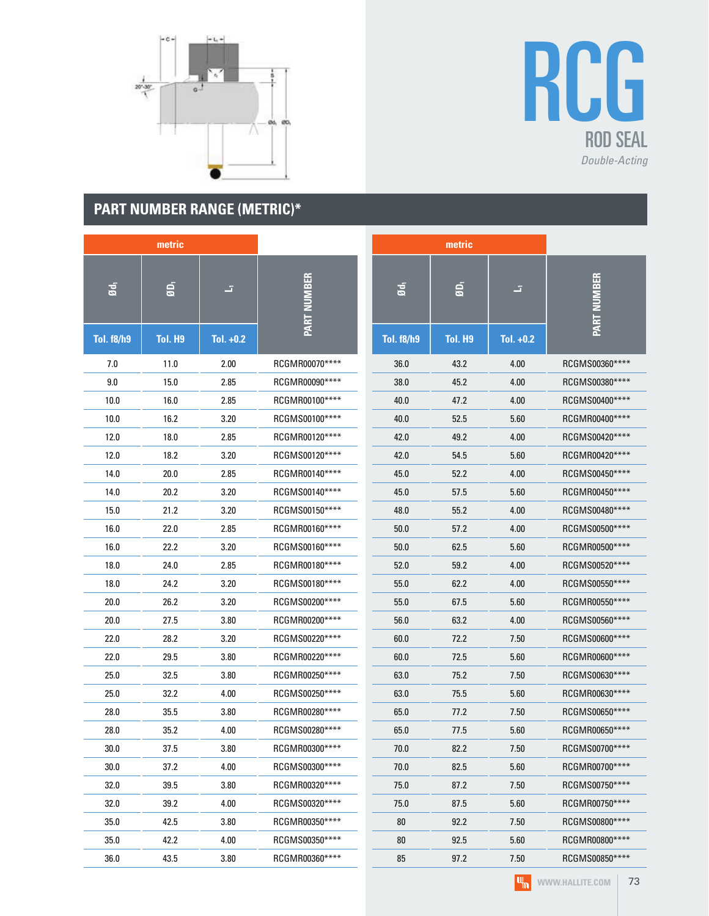# RCG

## ROD SEAL

*Double-Acting*

## PART NUMBER RANGE (METRIC)*

| metric | | | |
|---|---|---|---|
| Ød₁ | ØD₁ | L₁ | PART NUMBER |
| Tol. f8/h9 | Tol. H9 | Tol. +0.2 | |
| 7.0 | 11.0 | 2.00 | RCGMR00070**** |
| 9.0 | 15.0 | 2.85 | RCGMR00090**** |
| 10.0 | 16.0 | 2.85 | RCGMR00100**** |
| 10.0 | 16.2 | 3.20 | RCGMS00100**** |
| 12.0 | 18.0 | 2.85 | RCGMR00120**** |
| 12.0 | 18.2 | 3.20 | RCGMS00120**** |
| 14.0 | 20.0 | 2.85 | RCGMR00140**** |
| 14.0 | 20.2 | 3.20 | RCGMS00140**** |
| 15.0 | 21.2 | 3.20 | RCGMS00150**** |
| 16.0 | 22.0 | 2.85 | RCGMR00160**** |
| 16.0 | 22.2 | 3.20 | RCGMS00160**** |
| 18.0 | 24.0 | 2.85 | RCGMR00180**** |
| 18.0 | 24.2 | 3.20 | RCGMS00180**** |
| 20.0 | 26.2 | 3.20 | RCGMS00200**** |
| 20.0 | 27.5 | 3.80 | RCGMR00200**** |
| 22.0 | 28.2 | 3.20 | RCGMS00220**** |
| 22.0 | 29.5 | 3.80 | RCGMR00220**** |
| 25.0 | 32.5 | 3.80 | RCGMR00250**** |
| 25.0 | 32.2 | 4.00 | RCGMS00250**** |
| 28.0 | 35.5 | 3.80 | RCGMR00280**** |
| 28.0 | 35.2 | 4.00 | RCGMS00280**** |
| 30.0 | 37.5 | 3.80 | RCGMR00300**** |
| 30.0 | 37.2 | 4.00 | RCGMS00300**** |
| 32.0 | 39.5 | 3.80 | RCGMR00320**** |
| 32.0 | 39.2 | 4.00 | RCGMS00320**** |
| 35.0 | 42.5 | 3.80 | RCGMR00350**** |
| 35.0 | 42.2 | 4.00 | RCGMS00350**** |
| 36.0 | 43.5 | 3.80 | RCGMR00360**** |

| metric | | | |
|---|---|---|---|
| Ød₁ | ØD₁ | L₁ | PART NUMBER |
| Tol. f8/h9 | Tol. H9 | Tol. +0.2 | |
| 36.0 | 43.2 | 4.00 | RCGMS00360**** |
| 38.0 | 45.2 | 4.00 | RCGMS00380**** |
| 40.0 | 47.2 | 4.00 | RCGMS00400**** |
| 40.0 | 52.5 | 5.60 | RCGMR00400**** |
| 42.0 | 49.2 | 4.00 | RCGMS00420**** |
| 42.0 | 54.5 | 5.60 | RCGMR00420**** |
| 45.0 | 52.2 | 4.00 | RCGMS00450**** |
| 45.0 | 57.5 | 5.60 | RCGMR00450**** |
| 48.0 | 55.2 | 4.00 | RCGMS00480**** |
| 50.0 | 57.2 | 4.00 | RCGMS00500**** |
| 50.0 | 62.5 | 5.60 | RCGMR00500**** |
| 52.0 | 59.2 | 4.00 | RCGMS00520**** |
| 55.0 | 62.2 | 4.00 | RCGMS00550**** |
| 55.0 | 67.5 | 5.60 | RCGMR00550**** |
| 56.0 | 63.2 | 4.00 | RCGMS00560**** |
| 60.0 | 72.2 | 7.50 | RCGMS00600**** |
| 60.0 | 72.5 | 5.60 | RCGMR00600**** |
| 63.0 | 75.2 | 7.50 | RCGMS00630**** |
| 63.0 | 75.5 | 5.60 | RCGMR00630**** |
| 65.0 | 77.2 | 7.50 | RCGMS00650**** |
| 65.0 | 77.5 | 5.60 | RCGMR00650**** |
| 70.0 | 82.2 | 7.50 | RCGMS00700**** |
| 70.0 | 82.5 | 5.60 | RCGMR00700**** |
| 75.0 | 87.2 | 7.50 | RCGMS00750**** |
| 75.0 | 87.5 | 5.60 | RCGMR00750**** |
| 80 | 92.2 | 7.50 | RCGMS00800**** |
| 80 | 92.5 | 5.60 | RCGMR00800**** |
| 85 | 97.2 | 7.50 | RCGMS00850**** |

WWW.HALLITE.COM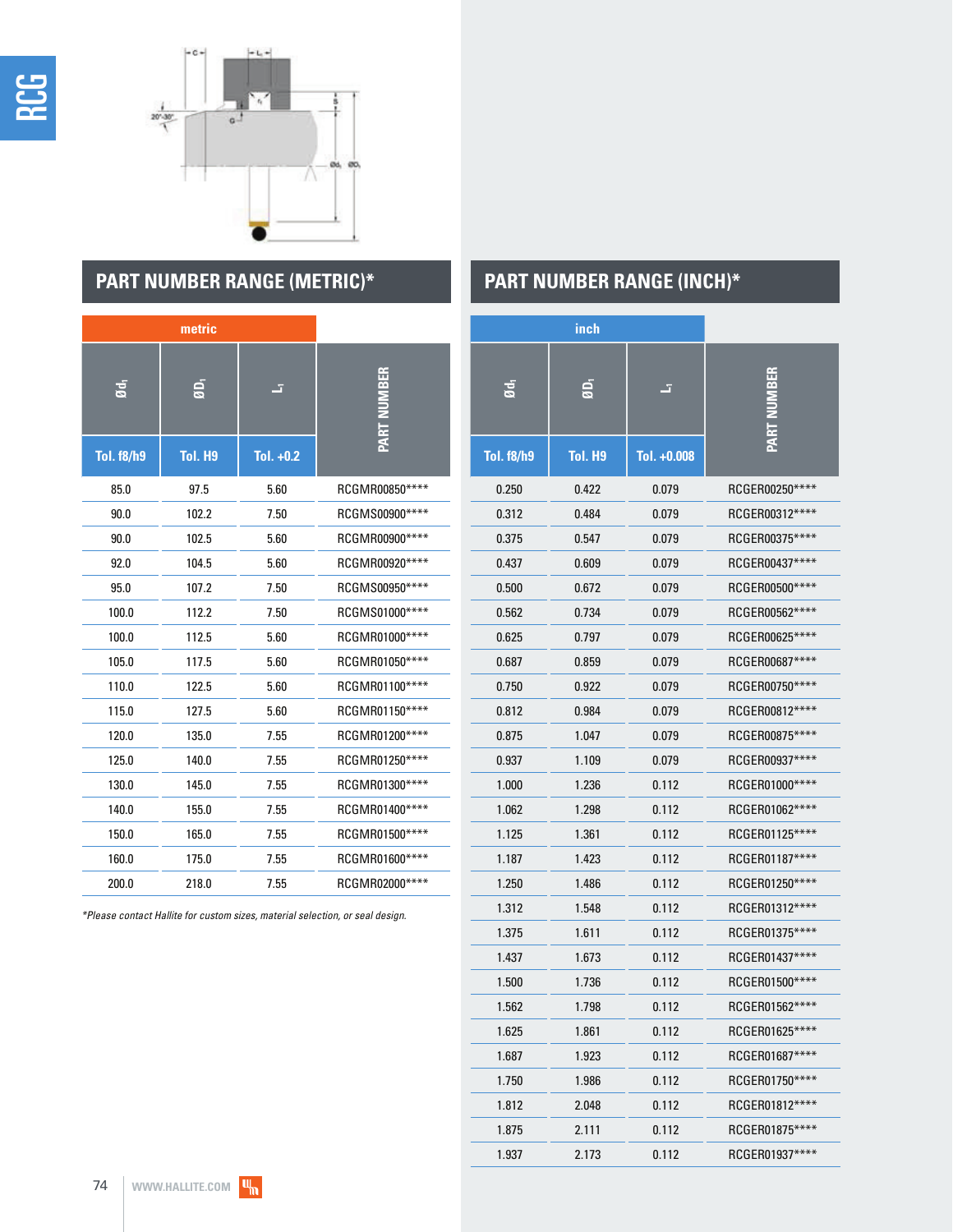## PART NUMBER RANGE (METRIC)*

| metric | | | |
|---|---|---|---|
| $Ød_1$ | $ØD_1$ | $L_1$ | PART NUMBER |
| Tol. f8/h9 | Tol. H9 | Tol. +0.2 | |
| 85.0 | 97.5 | 5.60 | RCGMR00850**** |
| 90.0 | 102.2 | 7.50 | RCGMS00900**** |
| 90.0 | 102.5 | 5.60 | RCGMR00900**** |
| 92.0 | 104.5 | 5.60 | RCGMR00920**** |
| 95.0 | 107.2 | 7.50 | RCGMS00950**** |
| 100.0 | 112.2 | 7.50 | RCGMS01000**** |
| 100.0 | 112.5 | 5.60 | RCGMR01000**** |
| 105.0 | 117.5 | 5.60 | RCGMR01050**** |
| 110.0 | 122.5 | 5.60 | RCGMR01100**** |
| 115.0 | 127.5 | 5.60 | RCGMR01150**** |
| 120.0 | 135.0 | 7.55 | RCGMR01200**** |
| 125.0 | 140.0 | 7.55 | RCGMR01250**** |
| 130.0 | 145.0 | 7.55 | RCGMR01300**** |
| 140.0 | 155.0 | 7.55 | RCGMR01400**** |
| 150.0 | 165.0 | 7.55 | RCGMR01500**** |
| 160.0 | 175.0 | 7.55 | RCGMR01600**** |
| 200.0 | 218.0 | 7.55 | RCGMR02000**** |

*Please contact Hallite for custom sizes, material selection, or seal design.*

## PART NUMBER RANGE (INCH)*

| inch | | | |
|---|---|---|---|
| $Ød_1$ | $ØD_1$ | $L_1$ | PART NUMBER |
| Tol. f8/h9 | Tol. H9 | Tol. +0.008 | |
| 0.250 | 0.422 | 0.079 | RCGER00250**** |
| 0.312 | 0.484 | 0.079 | RCGER00312**** |
| 0.375 | 0.547 | 0.079 | RCGER00375**** |
| 0.437 | 0.609 | 0.079 | RCGER00437**** |
| 0.500 | 0.672 | 0.079 | RCGER00500**** |
| 0.562 | 0.734 | 0.079 | RCGER00562**** |
| 0.625 | 0.797 | 0.079 | RCGER00625**** |
| 0.687 | 0.859 | 0.079 | RCGER00687**** |
| 0.750 | 0.922 | 0.079 | RCGER00750**** |
| 0.812 | 0.984 | 0.079 | RCGER00812**** |
| 0.875 | 1.047 | 0.079 | RCGER00875**** |
| 0.937 | 1.109 | 0.079 | RCGER00937**** |
| 1.000 | 1.236 | 0.112 | RCGER01000**** |
| 1.062 | 1.298 | 0.112 | RCGER01062**** |
| 1.125 | 1.361 | 0.112 | RCGER01125**** |
| 1.187 | 1.423 | 0.112 | RCGER01187**** |
| 1.250 | 1.486 | 0.112 | RCGER01250**** |
| 1.312 | 1.548 | 0.112 | RCGER01312**** |
| 1.375 | 1.611 | 0.112 | RCGER01375**** |
| 1.437 | 1.673 | 0.112 | RCGER01437**** |
| 1.500 | 1.736 | 0.112 | RCGER01500**** |
| 1.562 | 1.798 | 0.112 | RCGER01562**** |
| 1.625 | 1.861 | 0.112 | RCGER01625**** |
| 1.687 | 1.923 | 0.112 | RCGER01687**** |
| 1.750 | 1.986 | 0.112 | RCGER01750**** |
| 1.812 | 2.048 | 0.112 | RCGER01812**** |
| 1.875 | 2.111 | 0.112 | RCGER01875**** |
| 1.937 | 2.173 | 0.112 | RCGER01937**** |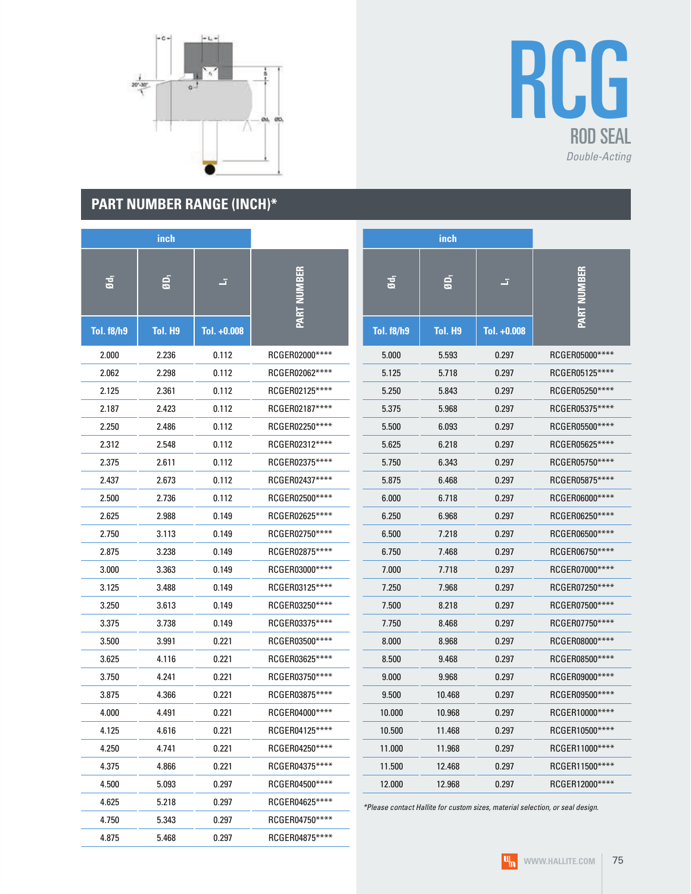# RCG

## ROD SEAL

*Double-Acting*

## PART NUMBER RANGE (INCH)*

| Ød₁ (inch) Tol. f8/h9 | ØD₁ (inch) Tol. H9 | L₁ (inch) Tol. +0.008 | PART NUMBER |
|---|---|---|---|
| 2.000 | 2.236 | 0.112 | RCGER02000**** |
| 2.062 | 2.298 | 0.112 | RCGER02062**** |
| 2.125 | 2.361 | 0.112 | RCGER02125**** |
| 2.187 | 2.423 | 0.112 | RCGER02187**** |
| 2.250 | 2.486 | 0.112 | RCGER02250**** |
| 2.312 | 2.548 | 0.112 | RCGER02312**** |
| 2.375 | 2.611 | 0.112 | RCGER02375**** |
| 2.437 | 2.673 | 0.112 | RCGER02437**** |
| 2.500 | 2.736 | 0.112 | RCGER02500**** |
| 2.625 | 2.988 | 0.149 | RCGER02625**** |
| 2.750 | 3.113 | 0.149 | RCGER02750**** |
| 2.875 | 3.238 | 0.149 | RCGER02875**** |
| 3.000 | 3.363 | 0.149 | RCGER03000**** |
| 3.125 | 3.488 | 0.149 | RCGER03125**** |
| 3.250 | 3.613 | 0.149 | RCGER03250**** |
| 3.375 | 3.738 | 0.149 | RCGER03375**** |
| 3.500 | 3.991 | 0.221 | RCGER03500**** |
| 3.625 | 4.116 | 0.221 | RCGER03625**** |
| 3.750 | 4.241 | 0.221 | RCGER03750**** |
| 3.875 | 4.366 | 0.221 | RCGER03875**** |
| 4.000 | 4.491 | 0.221 | RCGER04000**** |
| 4.125 | 4.616 | 0.221 | RCGER04125**** |
| 4.250 | 4.741 | 0.221 | RCGER04250**** |
| 4.375 | 4.866 | 0.221 | RCGER04375**** |
| 4.500 | 5.093 | 0.297 | RCGER04500**** |
| 4.625 | 5.218 | 0.297 | RCGER04625**** |
| 4.750 | 5.343 | 0.297 | RCGER04750**** |
| 4.875 | 5.468 | 0.297 | RCGER04875**** |
| 5.000 | 5.593 | 0.297 | RCGER05000**** |
| 5.125 | 5.718 | 0.297 | RCGER05125**** |
| 5.250 | 5.843 | 0.297 | RCGER05250**** |
| 5.375 | 5.968 | 0.297 | RCGER05375**** |
| 5.500 | 6.093 | 0.297 | RCGER05500**** |
| 5.625 | 6.218 | 0.297 | RCGER05625**** |
| 5.750 | 6.343 | 0.297 | RCGER05750**** |
| 5.875 | 6.468 | 0.297 | RCGER05875**** |
| 6.000 | 6.718 | 0.297 | RCGER06000**** |
| 6.250 | 6.968 | 0.297 | RCGER06250**** |
| 6.500 | 7.218 | 0.297 | RCGER06500**** |
| 6.750 | 7.468 | 0.297 | RCGER06750**** |
| 7.000 | 7.718 | 0.297 | RCGER07000**** |
| 7.250 | 7.968 | 0.297 | RCGER07250**** |
| 7.500 | 8.218 | 0.297 | RCGER07500**** |
| 7.750 | 8.468 | 0.297 | RCGER07750**** |
| 8.000 | 8.968 | 0.297 | RCGER08000**** |
| 8.500 | 9.468 | 0.297 | RCGER08500**** |
| 9.000 | 9.968 | 0.297 | RCGER09000**** |
| 9.500 | 10.468 | 0.297 | RCGER09500**** |
| 10.000 | 10.968 | 0.297 | RCGER10000**** |
| 10.500 | 11.468 | 0.297 | RCGER10500**** |
| 11.000 | 11.968 | 0.297 | RCGER11000**** |
| 11.500 | 12.468 | 0.297 | RCGER11500**** |
| 12.000 | 12.968 | 0.297 | RCGER12000**** |

*Please contact Hallite for custom sizes, material selection, or seal design.

WWW.HALLITE.COM